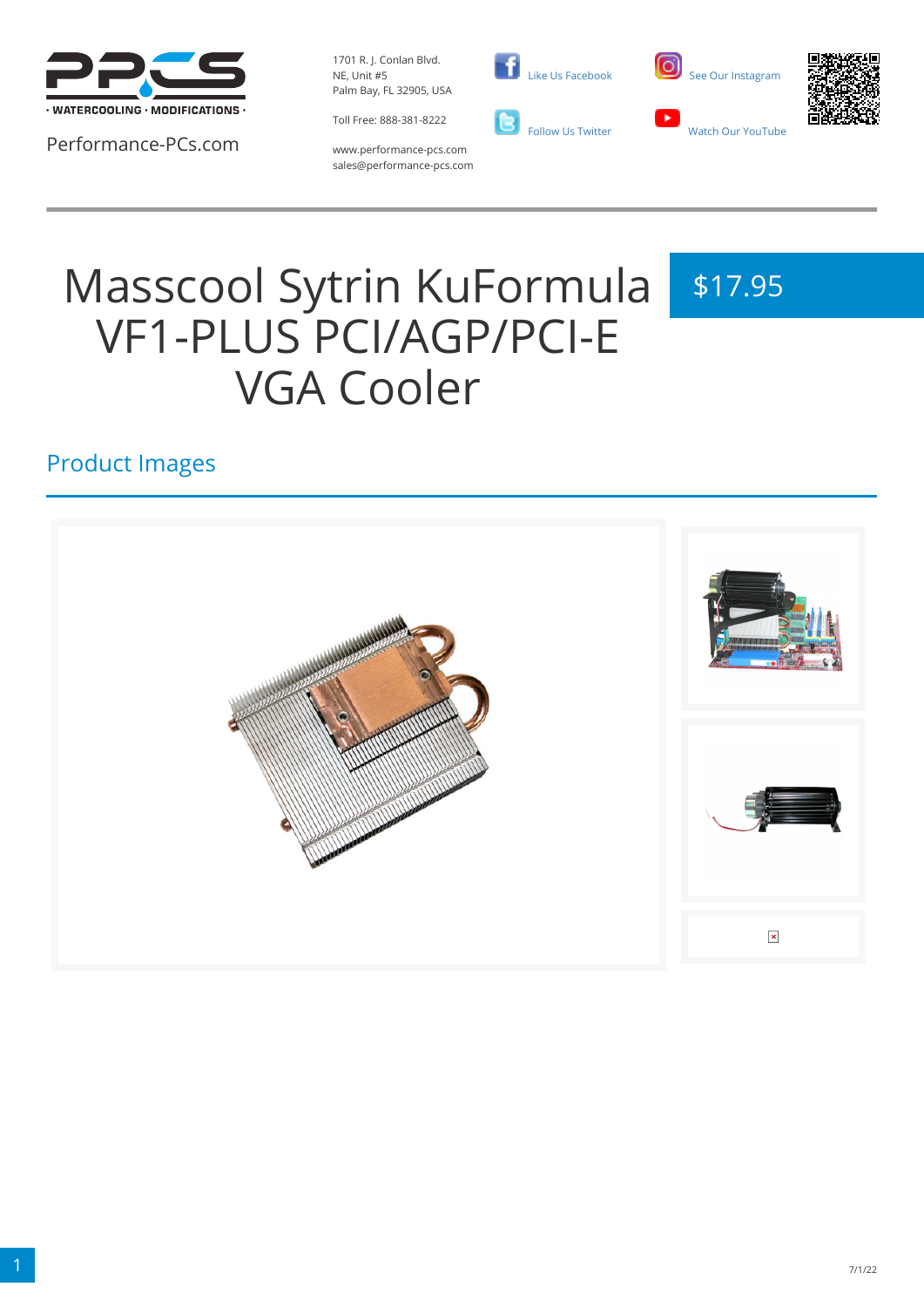Performance-PCs.com

1701 R. J. Conlan Blvd.
NE, Unit #5
Palm Bay, FL 32905, USA

Toll Free: 888-381-8222

www.performance-pcs.com
sales@performance-pcs.com

Like Us Facebook

Follow Us Twitter

See Our Instagram

Watch Our YouTube

# Masscool Sytrin KuFormula VF1-PLUS PCI/AGP/PCI-E VGA Cooler

$17.95

## Product Images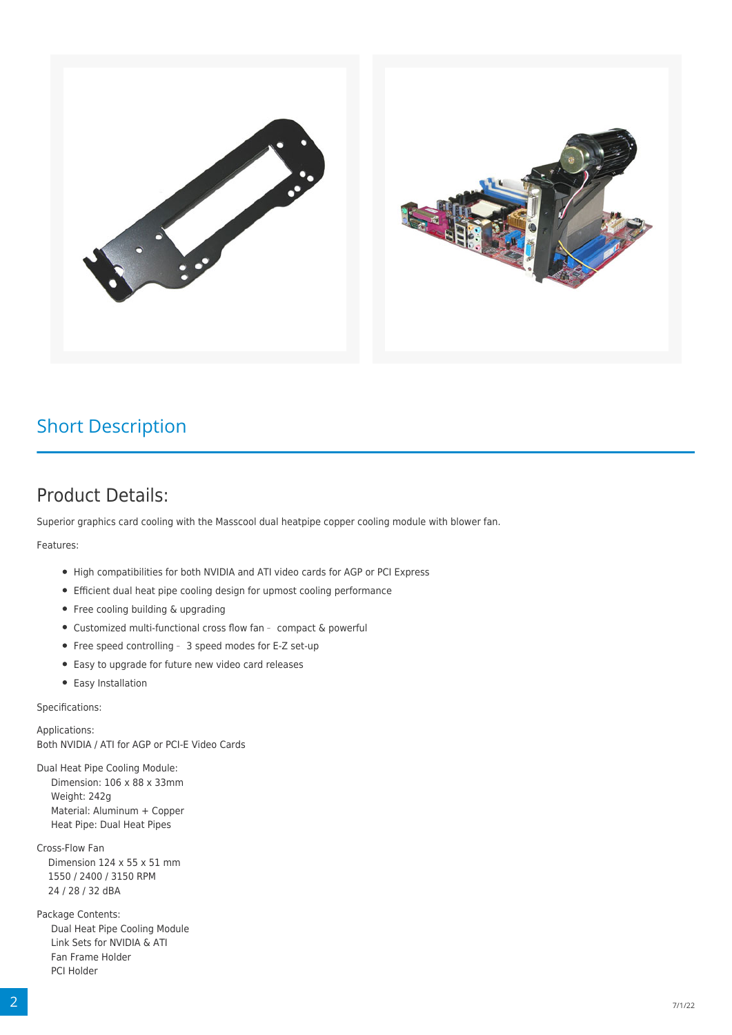## Short Description

# Product Details:

Superior graphics card cooling with the Masscool dual heatpipe copper cooling module with blower fan.

Features:

- High compatibilities for both NVIDIA and ATI video cards for AGP or PCI Express
- Efficient dual heat pipe cooling design for upmost cooling performance
- Free cooling building & upgrading
- Customized multi-functional cross flow fan – compact & powerful
- Free speed controlling – 3 speed modes for E-Z set-up
- Easy to upgrade for future new video card releases
- Easy Installation

Specifications:

Applications:
Both NVIDIA / ATI for AGP or PCI-E Video Cards

Dual Heat Pipe Cooling Module:
Dimension: 106 x 88 x 33mm
Weight: 242g
Material: Aluminum + Copper
Heat Pipe: Dual Heat Pipes

Cross-Flow Fan
Dimension 124 x 55 x 51 mm
1550 / 2400 / 3150 RPM
24 / 28 / 32 dBA

Package Contents:
Dual Heat Pipe Cooling Module
Link Sets for NVIDIA & ATI
Fan Frame Holder
PCI Holder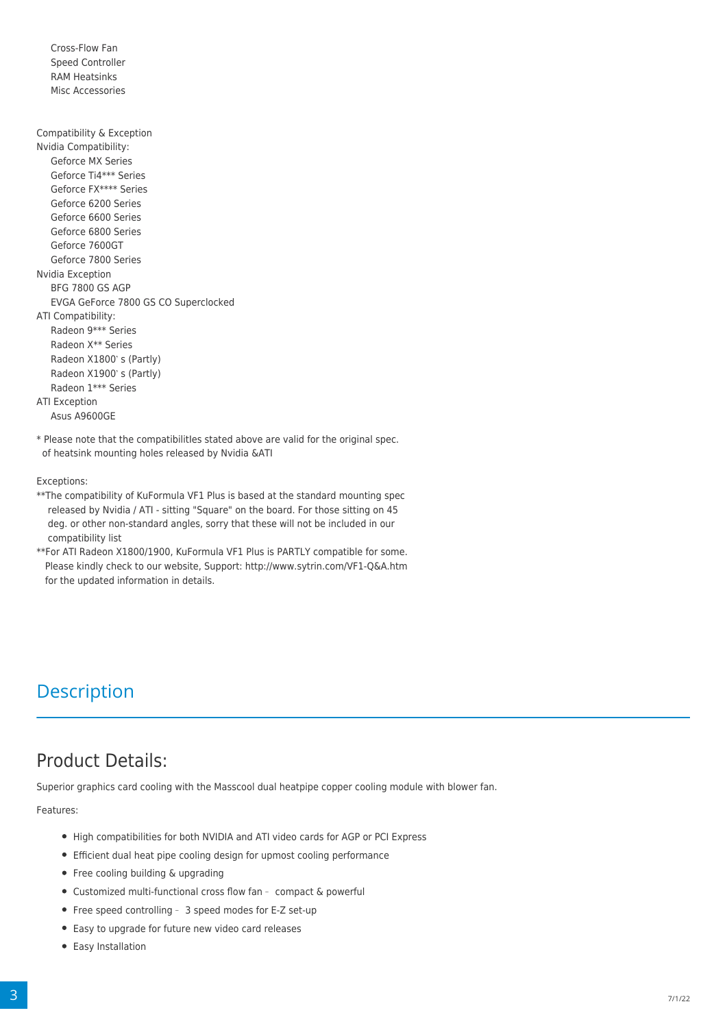- Cross-Flow Fan
- Speed Controller
- RAM Heatsinks
- Misc Accessories

Compatibility & Exception

Nvidia Compatibility:

- Geforce MX Series
- Geforce Ti4*** Series
- Geforce FX**** Series
- Geforce 6200 Series
- Geforce 6600 Series
- Geforce 6800 Series
- Geforce 7600GT
- Geforce 7800 Series

Nvidia Exception

- BFG 7800 GS AGP
- EVGA GeForce 7800 GS CO Superclocked

ATI Compatibility:

- Radeon 9*** Series
- Radeon X** Series
- Radeon X1800`s (Partly)
- Radeon X1900`s (Partly)
- Radeon 1*** Series

ATI Exception

- Asus A9600GE

* Please note that the compatibilitIes stated above are valid for the original spec. of heatsink mounting holes released by Nvidia &ATI

Exceptions:

**The compatibility of KuFormula VF1 Plus is based at the standard mounting spec released by Nvidia / ATI - sitting "Square" on the board. For those sitting on 45 deg. or other non-standard angles, sorry that these will not be included in our compatibility list

**For ATI Radeon X1800/1900, KuFormula VF1 Plus is PARTLY compatible for some. Please kindly check to our website, Support: http://www.sytrin.com/VF1-Q&A.htm for the updated information in details.

# Description

## Product Details:

Superior graphics card cooling with the Masscool dual heatpipe copper cooling module with blower fan.

Features:

- High compatibilities for both NVIDIA and ATI video cards for AGP or PCI Express
- Efficient dual heat pipe cooling design for upmost cooling performance
- Free cooling building & upgrading
- Customized multi-functional cross flow fan – compact & powerful
- Free speed controlling – 3 speed modes for E-Z set-up
- Easy to upgrade for future new video card releases
- Easy Installation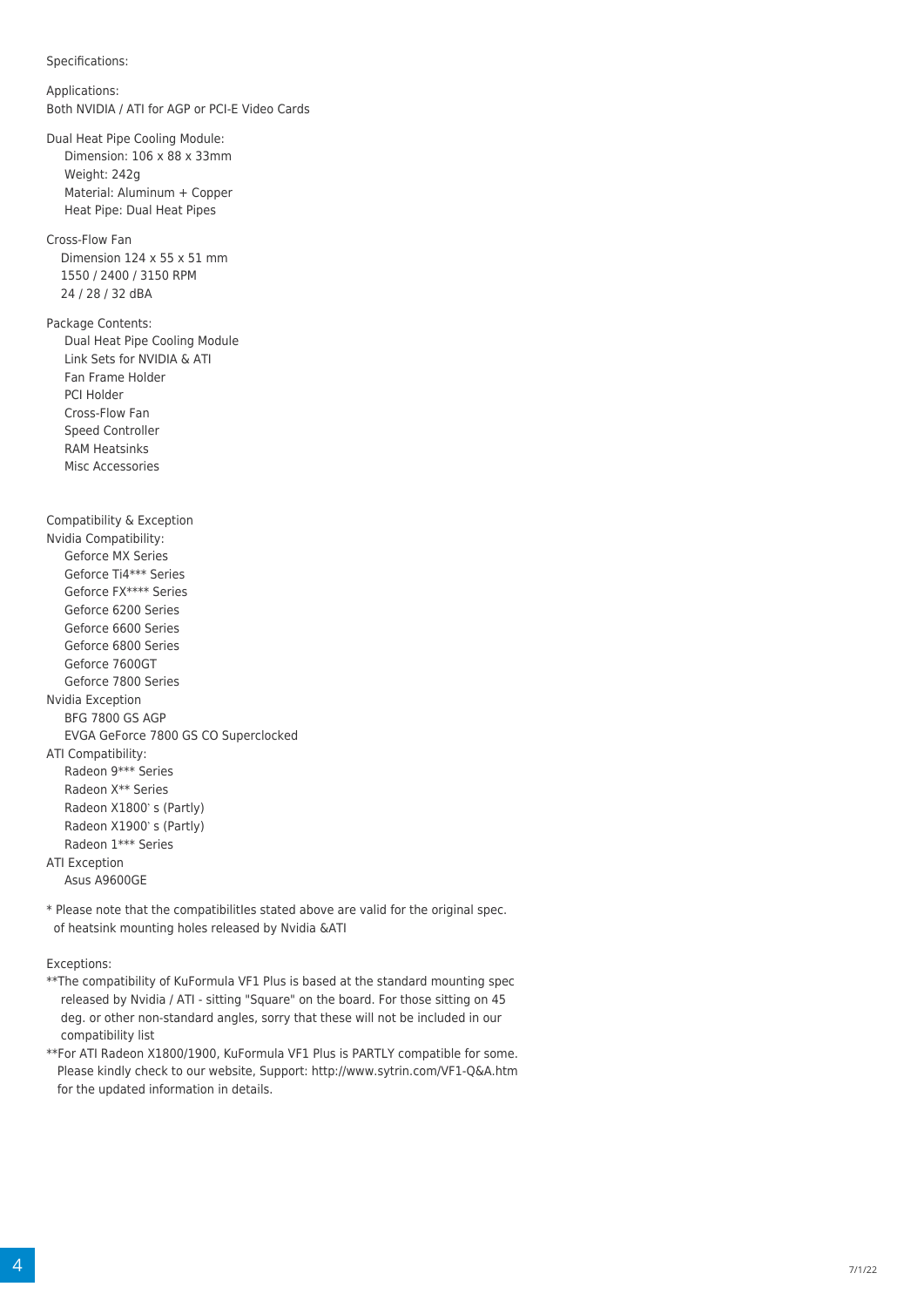Specifications:

Applications:
Both NVIDIA / ATI for AGP or PCI-E Video Cards

Dual Heat Pipe Cooling Module:
- Dimension: 106 x 88 x 33mm
- Weight: 242g
- Material: Aluminum + Copper
- Heat Pipe: Dual Heat Pipes

Cross-Flow Fan
- Dimension 124 x 55 x 51 mm
- 1550 / 2400 / 3150 RPM
- 24 / 28 / 32 dBA

Package Contents:
- Dual Heat Pipe Cooling Module
- Link Sets for NVIDIA & ATI
- Fan Frame Holder
- PCI Holder
- Cross-Flow Fan
- Speed Controller
- RAM Heatsinks
- Misc Accessories

Compatibility & Exception

Nvidia Compatibility:
- Geforce MX Series
- Geforce Ti4*** Series
- Geforce FX**** Series
- Geforce 6200 Series
- Geforce 6600 Series
- Geforce 6800 Series
- Geforce 7600GT
- Geforce 7800 Series

Nvidia Exception
- BFG 7800 GS AGP
- EVGA GeForce 7800 GS CO Superclocked

ATI Compatibility:
- Radeon 9*** Series
- Radeon X** Series
- Radeon X1800`s (Partly)
- Radeon X1900`s (Partly)
- Radeon 1*** Series

ATI Exception
- Asus A9600GE

* Please note that the compatibilitIes stated above are valid for the original spec. of heatsink mounting holes released by Nvidia &ATI

Exceptions:

**The compatibility of KuFormula VF1 Plus is based at the standard mounting spec released by Nvidia / ATI - sitting "Square" on the board. For those sitting on 45 deg. or other non-standard angles, sorry that these will not be included in our compatibility list

**For ATI Radeon X1800/1900, KuFormula VF1 Plus is PARTLY compatible for some. Please kindly check to our website, Support: http://www.sytrin.com/VF1-Q&A.htm for the updated information in details.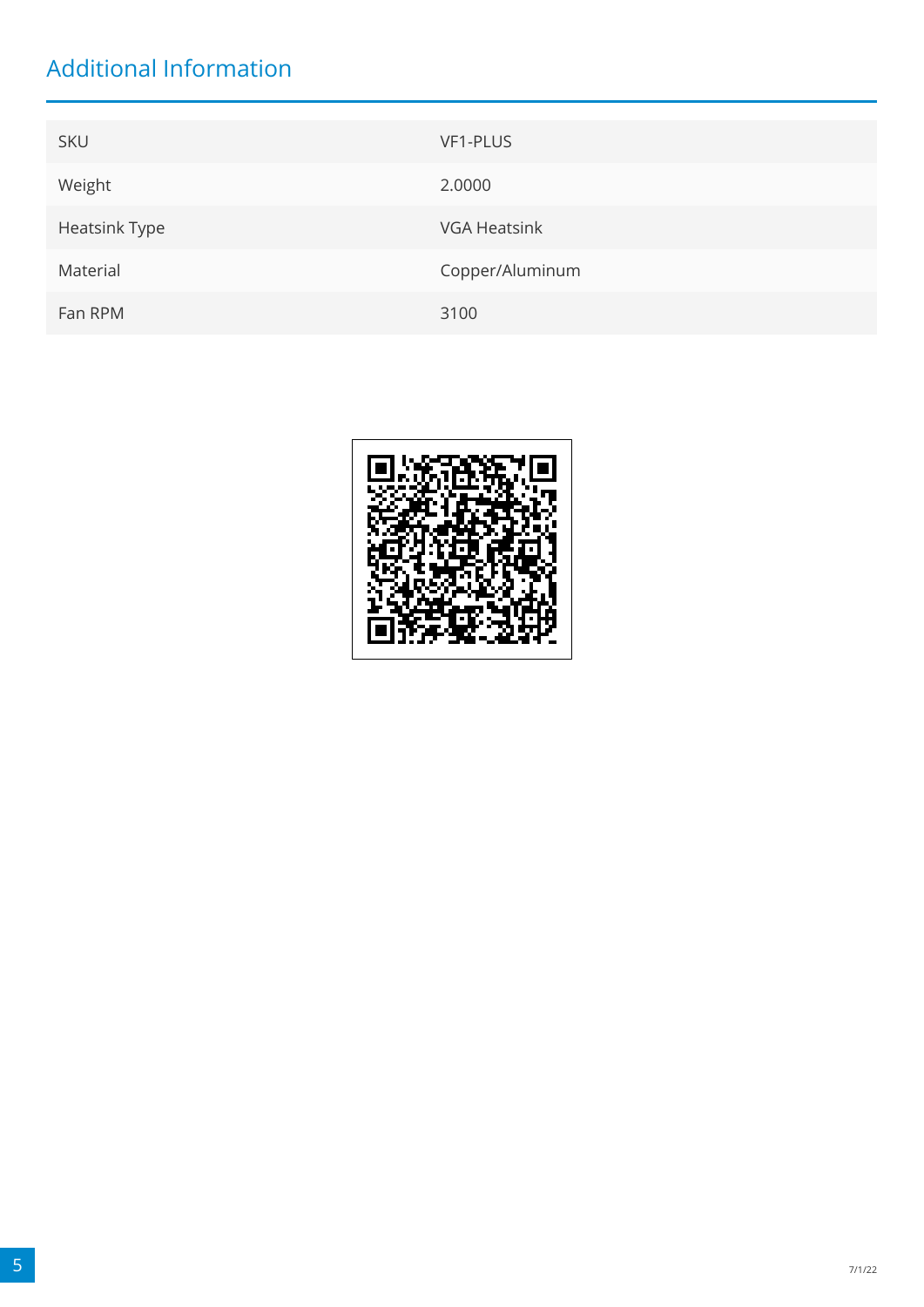## Additional Information

| | |
|---|---|
| SKU | VF1-PLUS |
| Weight | 2.0000 |
| Heatsink Type | VGA Heatsink |
| Material | Copper/Aluminum |
| Fan RPM | 3100 |